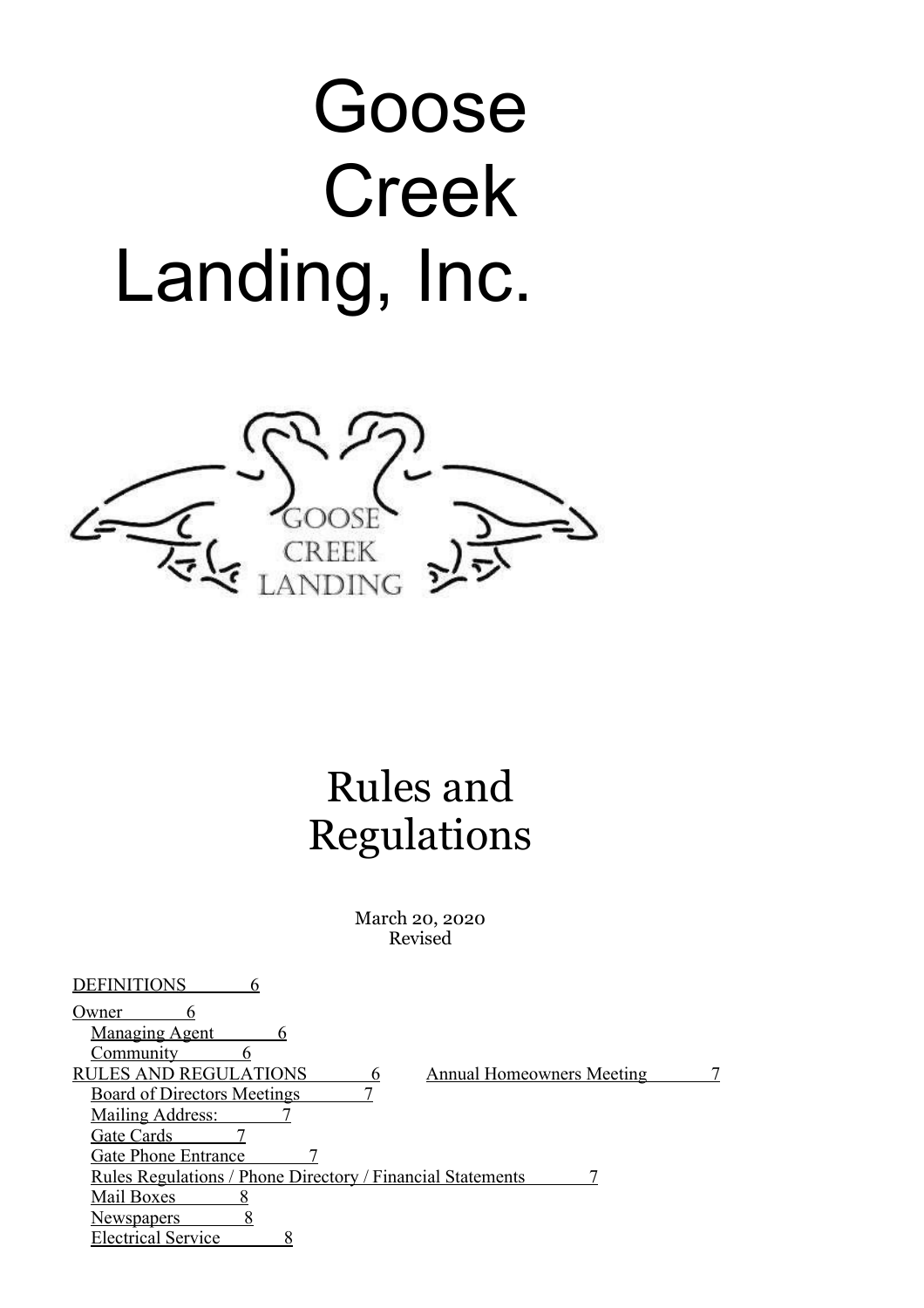# Goose Creek Landing, Inc.

GOOSE CREEK LANDING

## Rules and Regulations

March 20, 2020
Revised

DEFINITIONS 6

Owner 6
- Managing Agent 6
- Community 6

RULES AND REGULATIONS 6
- Annual Homeowners Meeting 7
- Board of Directors Meetings 7
- Mailing Address: 7
- Gate Cards 7
- Gate Phone Entrance 7
- Rules Regulations / Phone Directory / Financial Statements 7
- Mail Boxes 8
- Newspapers 8
- Electrical Service 8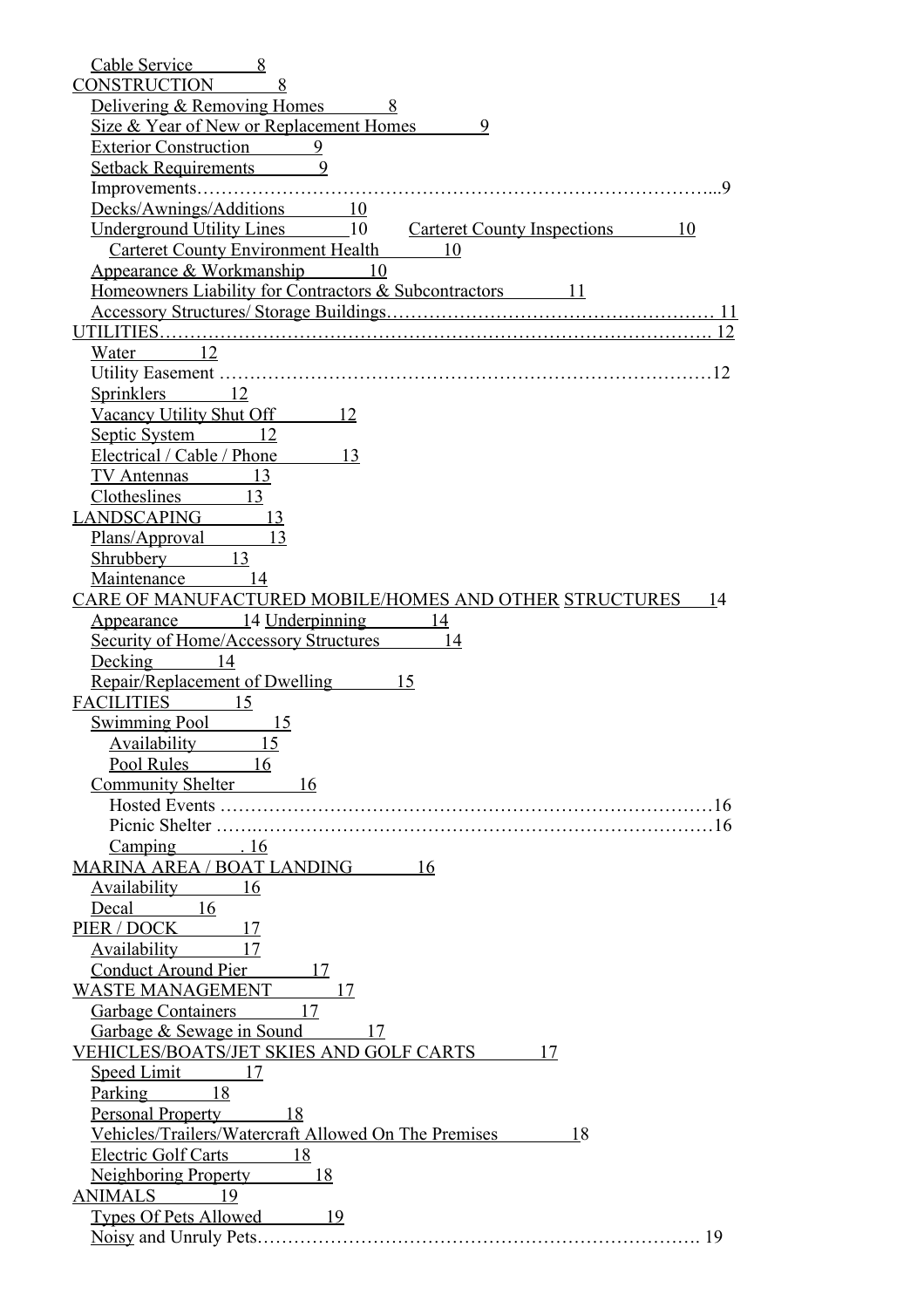Cable Service 8
CONSTRUCTION 8
Delivering & Removing Homes 8
Size & Year of New or Replacement Homes 9
Exterior Construction 9
Setback Requirements 9
Improvements……………………………………………………………………….....9
Decks/Awnings/Additions 10
Underground Utility Lines 10 Carteret County Inspections 10
Carteret County Environment Health 10
Appearance & Workmanship 10
Homeowners Liability for Contractors & Subcontractors 11
Accessory Structures/ Storage Buildings……………………………………………… 11
UTILITIES………………………………………………………………………………. 12
Water 12
Utility Easement ……………………………………………………………………12
Sprinklers 12
Vacancy Utility Shut Off 12
Septic System 12
Electrical / Cable / Phone 13
TV Antennas 13
Clotheslines 13
LANDSCAPING 13
Plans/Approval 13
Shrubbery 13
Maintenance 14
CARE OF MANUFACTURED MOBILE/HOMES AND OTHER STRUCTURES 14
Appearance 14 Underpinning 14
Security of Home/Accessory Structures 14
Decking 14
Repair/Replacement of Dwelling 15
FACILITIES 15
Swimming Pool 15
Availability 15
Pool Rules 16
Community Shelter 16
Hosted Events ……………………………………………………………………16
Picnic Shelter ……..………………………………………………………………16
Camping . 16
MARINA AREA / BOAT LANDING 16
Availability 16
Decal 16
PIER / DOCK 17
Availability 17
Conduct Around Pier 17
WASTE MANAGEMENT 17
Garbage Containers 17
Garbage & Sewage in Sound 17
VEHICLES/BOATS/JET SKIES AND GOLF CARTS 17
Speed Limit 17
Parking 18
Personal Property 18
Vehicles/Trailers/Watercraft Allowed On The Premises 18
Electric Golf Carts 18
Neighboring Property 18
ANIMALS 19
Types Of Pets Allowed 19
Noisy and Unruly Pets…………………………………………………………. 19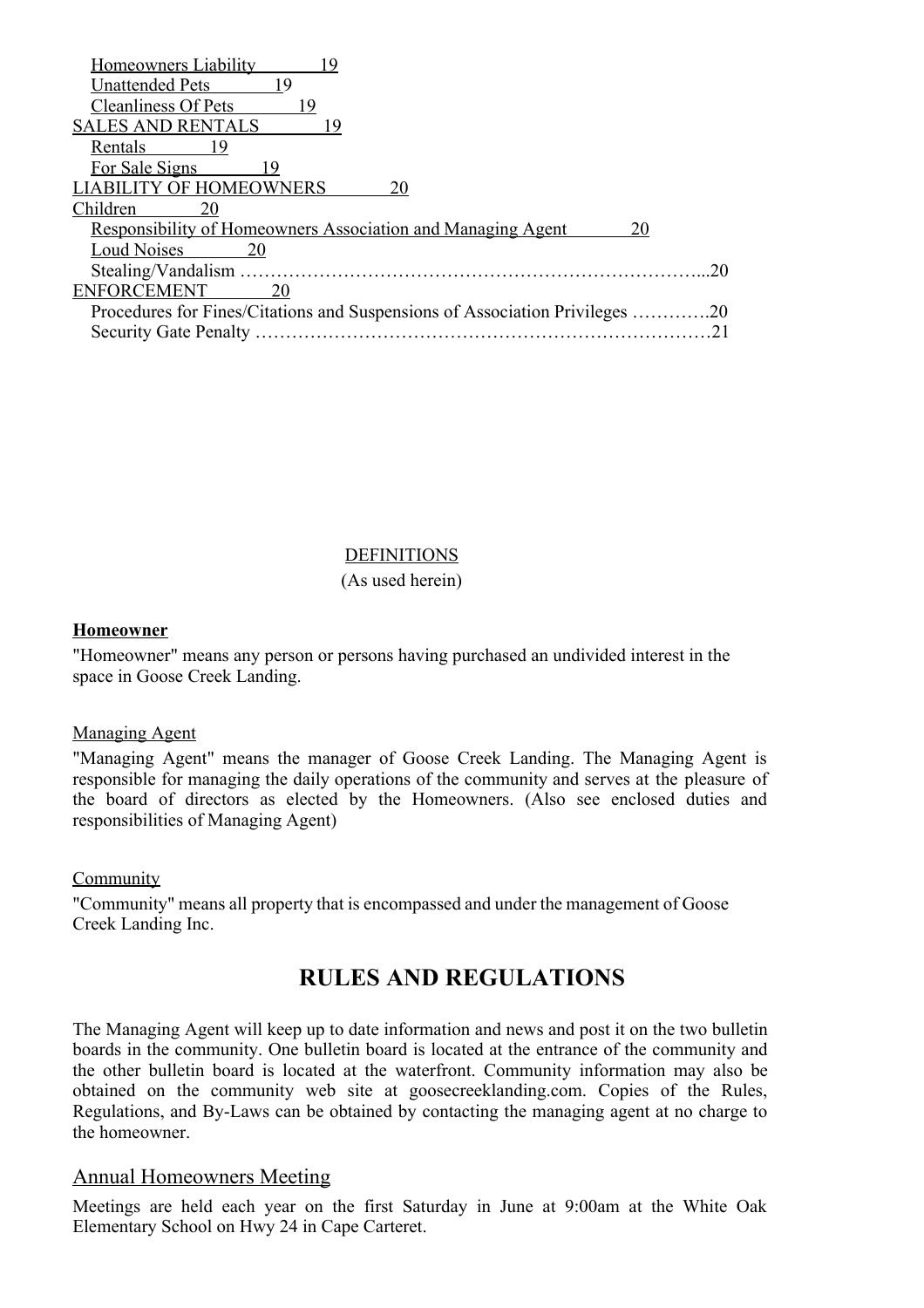Homeowners Liability 19
Unattended Pets 19
Cleanliness Of Pets 19
SALES AND RENTALS 19
Rentals 19
For Sale Signs 19
LIABILITY OF HOMEOWNERS 20
Children 20
Responsibility of Homeowners Association and Managing Agent 20
Loud Noises 20
Stealing/Vandalism ………………………………………………………………...20
ENFORCEMENT 20
Procedures for Fines/Citations and Suspensions of Association Privileges ………….20
Security Gate Penalty ………………………………………………………………21

DEFINITIONS

(As used herein)

**Homeowner**

"Homeowner" means any person or persons having purchased an undivided interest in the space in Goose Creek Landing.

Managing Agent

"Managing Agent" means the manager of Goose Creek Landing. The Managing Agent is responsible for managing the daily operations of the community and serves at the pleasure of the board of directors as elected by the Homeowners. (Also see enclosed duties and responsibilities of Managing Agent)

Community

"Community" means all property that is encompassed and under the management of Goose Creek Landing Inc.

# RULES AND REGULATIONS

The Managing Agent will keep up to date information and news and post it on the two bulletin boards in the community. One bulletin board is located at the entrance of the community and the other bulletin board is located at the waterfront. Community information may also be obtained on the community web site at goosecreeklanding.com. Copies of the Rules, Regulations, and By-Laws can be obtained by contacting the managing agent at no charge to the homeowner.

## Annual Homeowners Meeting

Meetings are held each year on the first Saturday in June at 9:00am at the White Oak Elementary School on Hwy 24 in Cape Carteret.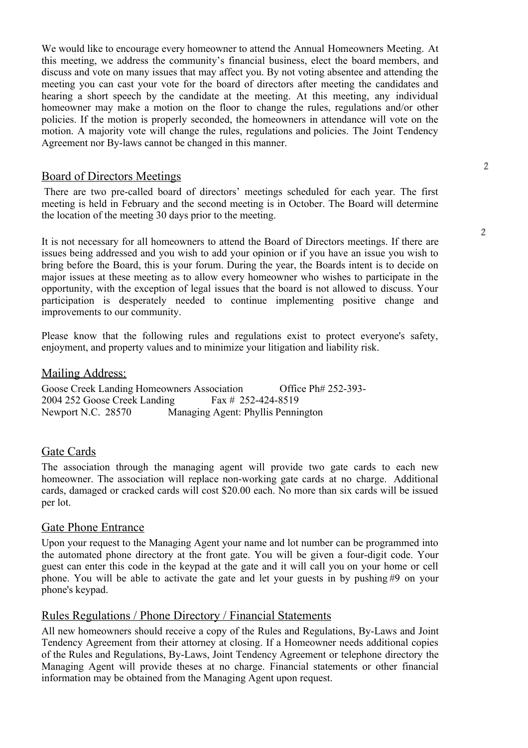We would like to encourage every homeowner to attend the Annual Homeowners Meeting. At this meeting, we address the community's financial business, elect the board members, and discuss and vote on many issues that may affect you. By not voting absentee and attending the meeting you can cast your vote for the board of directors after meeting the candidates and hearing a short speech by the candidate at the meeting. At this meeting, any individual homeowner may make a motion on the floor to change the rules, regulations and/or other policies. If the motion is properly seconded, the homeowners in attendance will vote on the motion. A majority vote will change the rules, regulations and policies. The Joint Tendency Agreement nor By-laws cannot be changed in this manner.

## Board of Directors Meetings

There are two pre-called board of directors' meetings scheduled for each year. The first meeting is held in February and the second meeting is in October. The Board will determine the location of the meeting 30 days prior to the meeting.

It is not necessary for all homeowners to attend the Board of Directors meetings. If there are issues being addressed and you wish to add your opinion or if you have an issue you wish to bring before the Board, this is your forum. During the year, the Boards intent is to decide on major issues at these meeting as to allow every homeowner who wishes to participate in the opportunity, with the exception of legal issues that the board is not allowed to discuss. Your participation is desperately needed to continue implementing positive change and improvements to our community.

Please know that the following rules and regulations exist to protect everyone's safety, enjoyment, and property values and to minimize your litigation and liability risk.

## Mailing Address:

Goose Creek Landing Homeowners Association Office Ph# 252-393-2004 252 Goose Creek Landing Fax # 252-424-8519
Newport N.C. 28570 Managing Agent: Phyllis Pennington

## Gate Cards

The association through the managing agent will provide two gate cards to each new homeowner. The association will replace non-working gate cards at no charge. Additional cards, damaged or cracked cards will cost $20.00 each. No more than six cards will be issued per lot.

## Gate Phone Entrance

Upon your request to the Managing Agent your name and lot number can be programmed into the automated phone directory at the front gate. You will be given a four-digit code. Your guest can enter this code in the keypad at the gate and it will call you on your home or cell phone. You will be able to activate the gate and let your guests in by pushing #9 on your phone's keypad.

## Rules Regulations / Phone Directory / Financial Statements

All new homeowners should receive a copy of the Rules and Regulations, By-Laws and Joint Tendency Agreement from their attorney at closing. If a Homeowner needs additional copies of the Rules and Regulations, By-Laws, Joint Tendency Agreement or telephone directory the Managing Agent will provide theses at no charge. Financial statements or other financial information may be obtained from the Managing Agent upon request.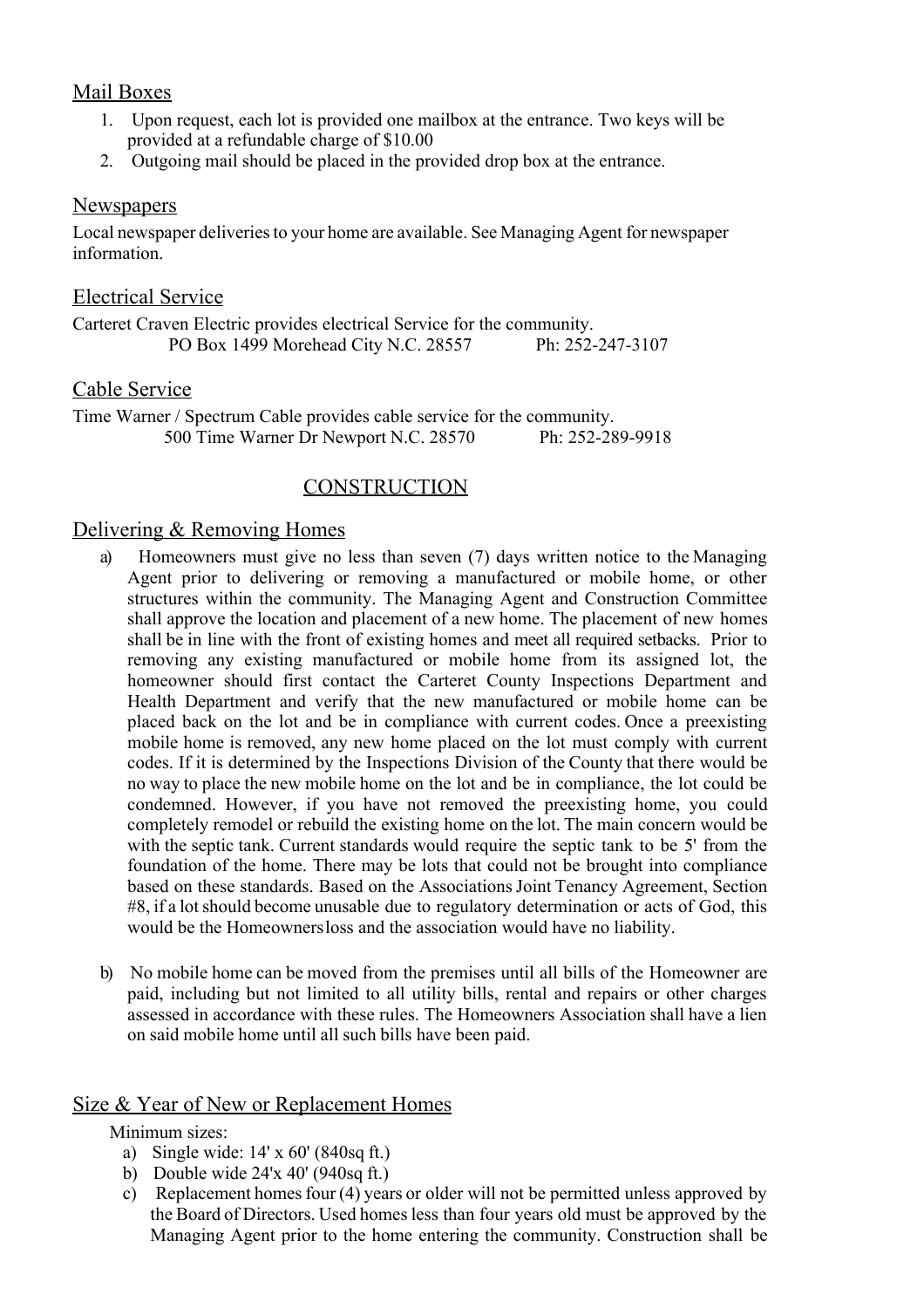## Mail Boxes

1. Upon request, each lot is provided one mailbox at the entrance. Two keys will be provided at a refundable charge of $10.00
2. Outgoing mail should be placed in the provided drop box at the entrance.

## Newspapers

Local newspaper deliveries to your home are available. See Managing Agent for newspaper information.

## Electrical Service

Carteret Craven Electric provides electrical Service for the community.
PO Box 1499 Morehead City N.C. 28557 Ph: 252-247-3107

## Cable Service

Time Warner / Spectrum Cable provides cable service for the community.
500 Time Warner Dr Newport N.C. 28570 Ph: 252-289-9918

# CONSTRUCTION

## Delivering & Removing Homes

a) Homeowners must give no less than seven (7) days written notice to the Managing Agent prior to delivering or removing a manufactured or mobile home, or other structures within the community. The Managing Agent and Construction Committee shall approve the location and placement of a new home. The placement of new homes shall be in line with the front of existing homes and meet all required setbacks. Prior to removing any existing manufactured or mobile home from its assigned lot, the homeowner should first contact the Carteret County Inspections Department and Health Department and verify that the new manufactured or mobile home can be placed back on the lot and be in compliance with current codes. Once a preexisting mobile home is removed, any new home placed on the lot must comply with current codes. If it is determined by the Inspections Division of the County that there would be no way to place the new mobile home on the lot and be in compliance, the lot could be condemned. However, if you have not removed the preexisting home, you could completely remodel or rebuild the existing home on the lot. The main concern would be with the septic tank. Current standards would require the septic tank to be 5' from the foundation of the home. There may be lots that could not be brought into compliance based on these standards. Based on the Associations Joint Tenancy Agreement, Section #8, if a lot should become unusable due to regulatory determination or acts of God, this would be the Homeowners loss and the association would have no liability.

b) No mobile home can be moved from the premises until all bills of the Homeowner are paid, including but not limited to all utility bills, rental and repairs or other charges assessed in accordance with these rules. The Homeowners Association shall have a lien on said mobile home until all such bills have been paid.

## Size & Year of New or Replacement Homes

Minimum sizes:

a) Single wide: 14' x 60' (840sq ft.)
b) Double wide 24'x 40' (940sq ft.)
c) Replacement homes four (4) years or older will not be permitted unless approved by the Board of Directors. Used homes less than four years old must be approved by the Managing Agent prior to the home entering the community. Construction shall be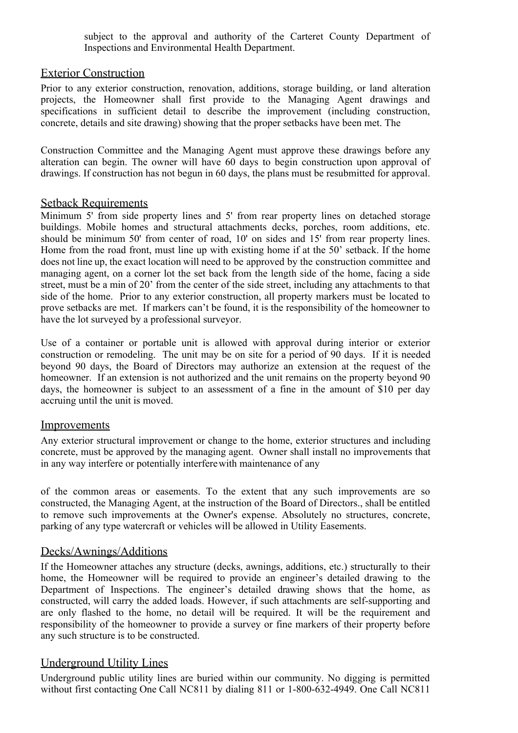subject to the approval and authority of the Carteret County Department of Inspections and Environmental Health Department.

## Exterior Construction

Prior to any exterior construction, renovation, additions, storage building, or land alteration projects, the Homeowner shall first provide to the Managing Agent drawings and specifications in sufficient detail to describe the improvement (including construction, concrete, details and site drawing) showing that the proper setbacks have been met. The

Construction Committee and the Managing Agent must approve these drawings before any alteration can begin. The owner will have 60 days to begin construction upon approval of drawings. If construction has not begun in 60 days, the plans must be resubmitted for approval.

## Setback Requirements

Minimum 5' from side property lines and 5' from rear property lines on detached storage buildings. Mobile homes and structural attachments decks, porches, room additions, etc. should be minimum 50' from center of road, 10' on sides and 15' from rear property lines. Home from the road front, must line up with existing home if at the 50' setback. If the home does not line up, the exact location will need to be approved by the construction committee and managing agent, on a corner lot the set back from the length side of the home, facing a side street, must be a min of 20' from the center of the side street, including any attachments to that side of the home. Prior to any exterior construction, all property markers must be located to prove setbacks are met. If markers can't be found, it is the responsibility of the homeowner to have the lot surveyed by a professional surveyor.

Use of a container or portable unit is allowed with approval during interior or exterior construction or remodeling. The unit may be on site for a period of 90 days. If it is needed beyond 90 days, the Board of Directors may authorize an extension at the request of the homeowner. If an extension is not authorized and the unit remains on the property beyond 90 days, the homeowner is subject to an assessment of a fine in the amount of $10 per day accruing until the unit is moved.

## Improvements

Any exterior structural improvement or change to the home, exterior structures and including concrete, must be approved by the managing agent. Owner shall install no improvements that in any way interfere or potentially interfere with maintenance of any

of the common areas or easements. To the extent that any such improvements are so constructed, the Managing Agent, at the instruction of the Board of Directors., shall be entitled to remove such improvements at the Owner's expense. Absolutely no structures, concrete, parking of any type watercraft or vehicles will be allowed in Utility Easements.

## Decks/Awnings/Additions

If the Homeowner attaches any structure (decks, awnings, additions, etc.) structurally to their home, the Homeowner will be required to provide an engineer's detailed drawing to the Department of Inspections. The engineer's detailed drawing shows that the home, as constructed, will carry the added loads. However, if such attachments are self-supporting and are only flashed to the home, no detail will be required. It will be the requirement and responsibility of the homeowner to provide a survey or fine markers of their property before any such structure is to be constructed.

## Underground Utility Lines

Underground public utility lines are buried within our community. No digging is permitted without first contacting One Call NC811 by dialing 811 or 1-800-632-4949. One Call NC811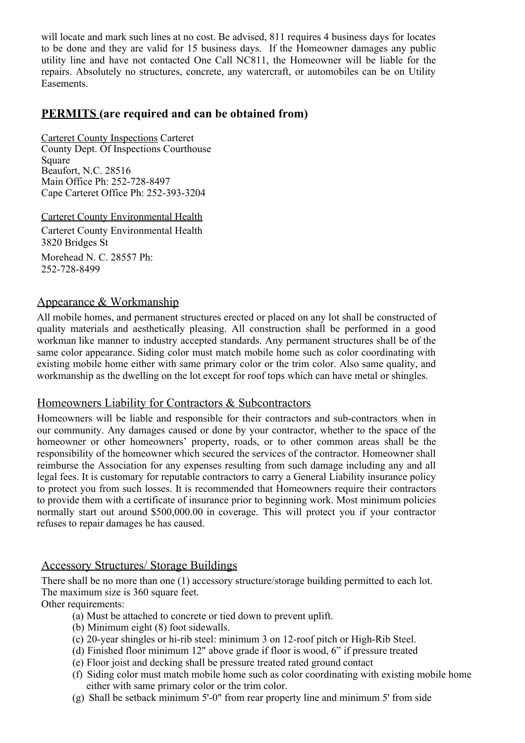will locate and mark such lines at no cost. Be advised, 811 requires 4 business days for locates to be done and they are valid for 15 business days. If the Homeowner damages any public utility line and have not contacted One Call NC811, the Homeowner will be liable for the repairs. Absolutely no structures, concrete, any watercraft, or automobiles can be on Utility Easements.

## **PERMITS (are required and can be obtained from)**

Carteret County Inspections Carteret County Dept. Of Inspections Courthouse Square
Beaufort, N.C. 28516
Main Office Ph: 252-728-8497
Cape Carteret Office Ph: 252-393-3204

Carteret County Environmental Health
Carteret County Environmental Health
3820 Bridges St
Morehead N. C. 28557 Ph: 252-728-8499

## Appearance & Workmanship

All mobile homes, and permanent structures erected or placed on any lot shall be constructed of quality materials and aesthetically pleasing. All construction shall be performed in a good workman like manner to industry accepted standards. Any permanent structures shall be of the same color appearance. Siding color must match mobile home such as color coordinating with existing mobile home either with same primary color or the trim color. Also same quality, and workmanship as the dwelling on the lot except for roof tops which can have metal or shingles.

## Homeowners Liability for Contractors & Subcontractors

Homeowners will be liable and responsible for their contractors and sub-contractors when in our community. Any damages caused or done by your contractor, whether to the space of the homeowner or other homeowners' property, roads, or to other common areas shall be the responsibility of the homeowner which secured the services of the contractor. Homeowner shall reimburse the Association for any expenses resulting from such damage including any and all legal fees. It is customary for reputable contractors to carry a General Liability insurance policy to protect you from such losses. It is recommended that Homeowners require their contractors to provide them with a certificate of insurance prior to beginning work. Most minimum policies normally start out around $500,000.00 in coverage. This will protect you if your contractor refuses to repair damages he has caused.

## Accessory Structures/ Storage Buildings

There shall be no more than one (1) accessory structure/storage building permitted to each lot.
The maximum size is 360 square feet.
Other requirements:

(a) Must be attached to concrete or tied down to prevent uplift.
(b) Minimum eight (8) foot sidewalls.
(c) 20-year shingles or hi-rib steel: minimum 3 on 12-roof pitch or High-Rib Steel.
(d) Finished floor minimum 12" above grade if floor is wood, 6" if pressure treated
(e) Floor joist and decking shall be pressure treated rated ground contact
(f) Siding color must match mobile home such as color coordinating with existing mobile home either with same primary color or the trim color.
(g) Shall be setback minimum 5'-0" from rear property line and minimum 5' from side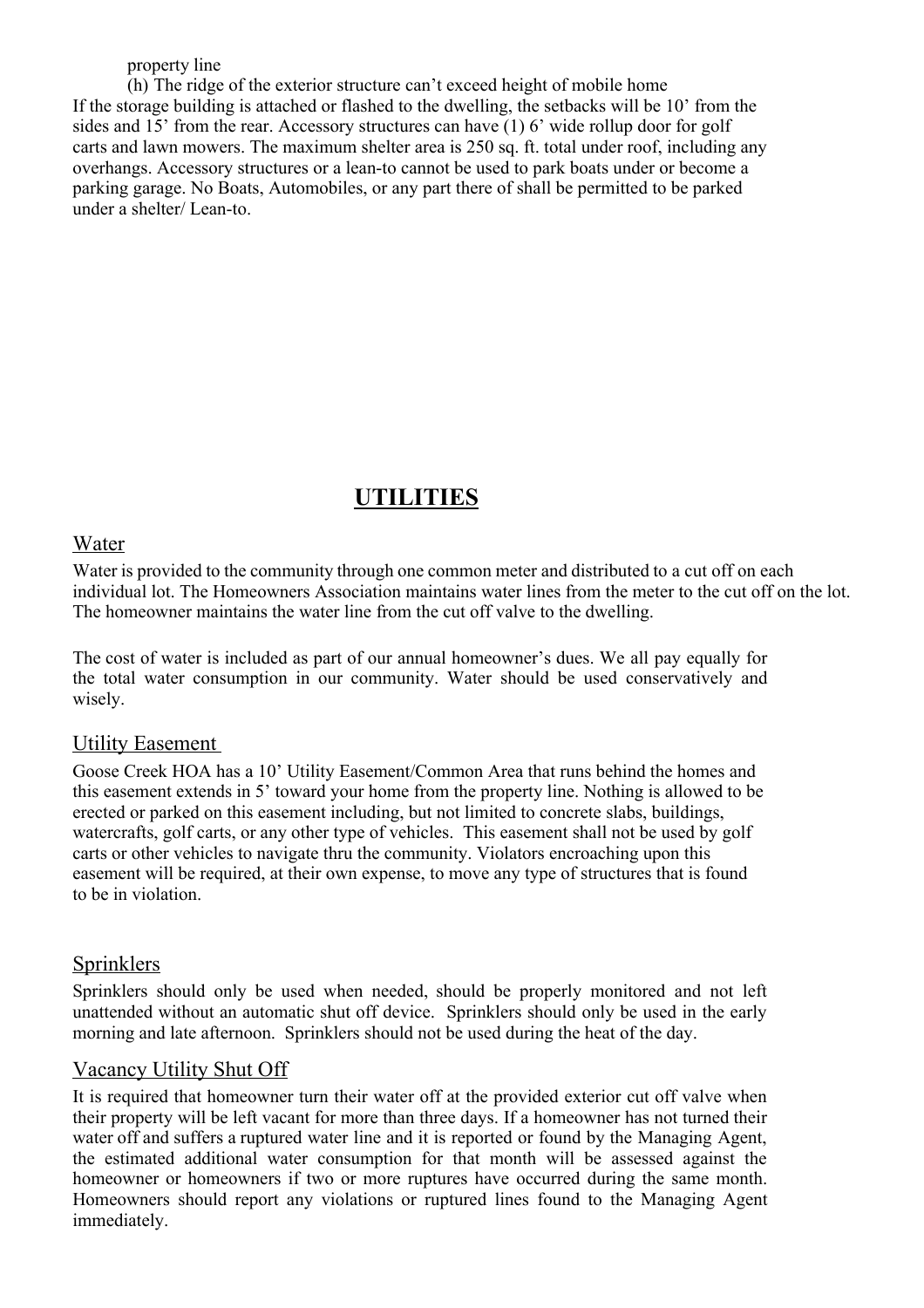property line

(h) The ridge of the exterior structure can't exceed height of mobile home

If the storage building is attached or flashed to the dwelling, the setbacks will be 10' from the sides and 15' from the rear. Accessory structures can have (1) 6' wide rollup door for golf carts and lawn mowers. The maximum shelter area is 250 sq. ft. total under roof, including any overhangs. Accessory structures or a lean-to cannot be used to park boats under or become a parking garage. No Boats, Automobiles, or any part there of shall be permitted to be parked under a shelter/ Lean-to.

# UTILITIES

## Water

Water is provided to the community through one common meter and distributed to a cut off on each individual lot. The Homeowners Association maintains water lines from the meter to the cut off on the lot. The homeowner maintains the water line from the cut off valve to the dwelling.

The cost of water is included as part of our annual homeowner's dues. We all pay equally for the total water consumption in our community. Water should be used conservatively and wisely.

## Utility Easement

Goose Creek HOA has a 10' Utility Easement/Common Area that runs behind the homes and this easement extends in 5' toward your home from the property line. Nothing is allowed to be erected or parked on this easement including, but not limited to concrete slabs, buildings, watercrafts, golf carts, or any other type of vehicles. This easement shall not be used by golf carts or other vehicles to navigate thru the community. Violators encroaching upon this easement will be required, at their own expense, to move any type of structures that is found to be in violation.

## Sprinklers

Sprinklers should only be used when needed, should be properly monitored and not left unattended without an automatic shut off device. Sprinklers should only be used in the early morning and late afternoon. Sprinklers should not be used during the heat of the day.

## Vacancy Utility Shut Off

It is required that homeowner turn their water off at the provided exterior cut off valve when their property will be left vacant for more than three days. If a homeowner has not turned their water off and suffers a ruptured water line and it is reported or found by the Managing Agent, the estimated additional water consumption for that month will be assessed against the homeowner or homeowners if two or more ruptures have occurred during the same month. Homeowners should report any violations or ruptured lines found to the Managing Agent immediately.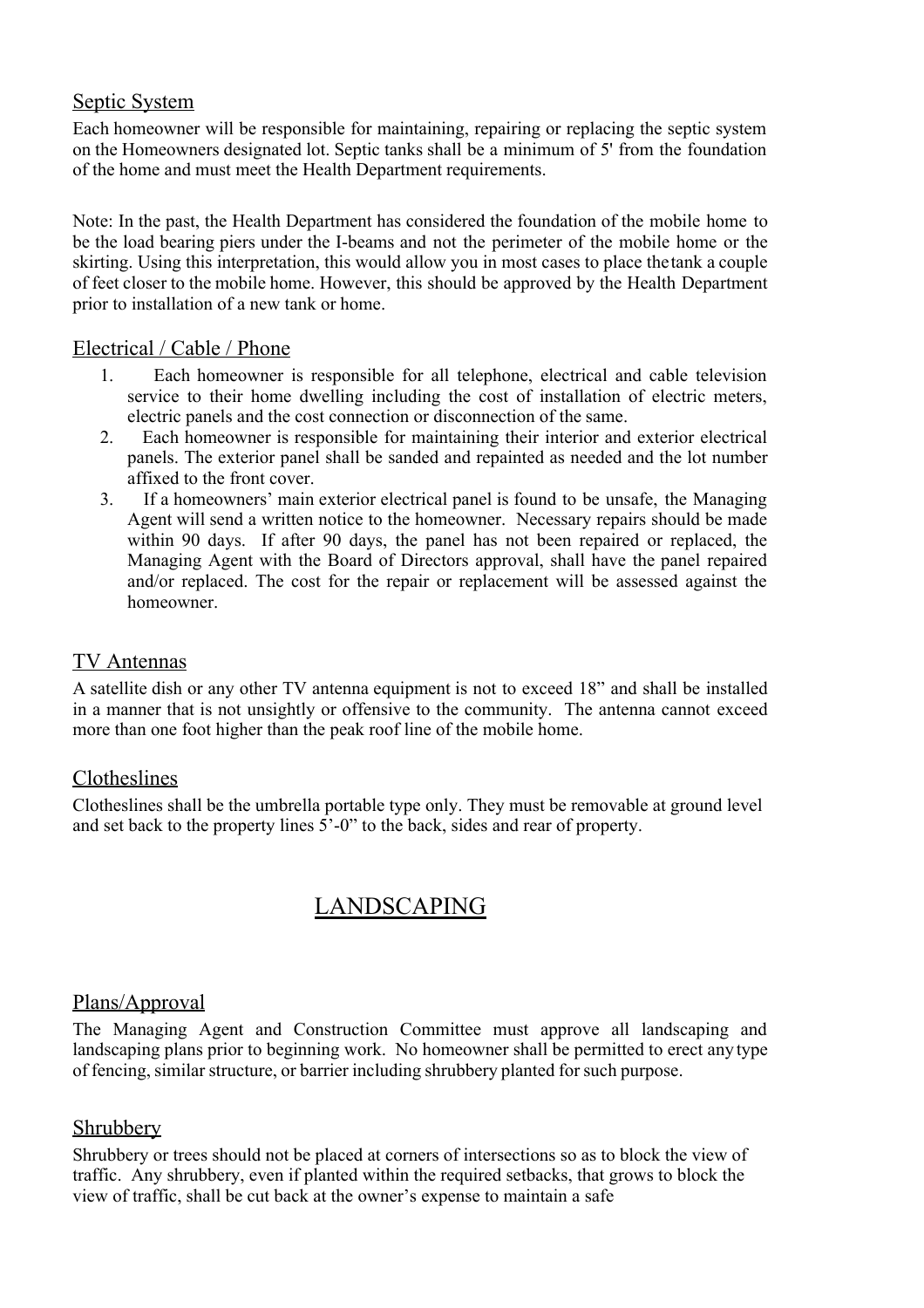## Septic System

Each homeowner will be responsible for maintaining, repairing or replacing the septic system on the Homeowners designated lot. Septic tanks shall be a minimum of 5' from the foundation of the home and must meet the Health Department requirements.

Note: In the past, the Health Department has considered the foundation of the mobile home to be the load bearing piers under the I-beams and not the perimeter of the mobile home or the skirting. Using this interpretation, this would allow you in most cases to place the tank a couple of feet closer to the mobile home. However, this should be approved by the Health Department prior to installation of a new tank or home.

## Electrical / Cable / Phone

1. Each homeowner is responsible for all telephone, electrical and cable television service to their home dwelling including the cost of installation of electric meters, electric panels and the cost connection or disconnection of the same.
2. Each homeowner is responsible for maintaining their interior and exterior electrical panels. The exterior panel shall be sanded and repainted as needed and the lot number affixed to the front cover.
3. If a homeowners' main exterior electrical panel is found to be unsafe, the Managing Agent will send a written notice to the homeowner. Necessary repairs should be made within 90 days. If after 90 days, the panel has not been repaired or replaced, the Managing Agent with the Board of Directors approval, shall have the panel repaired and/or replaced. The cost for the repair or replacement will be assessed against the homeowner.

## TV Antennas

A satellite dish or any other TV antenna equipment is not to exceed 18" and shall be installed in a manner that is not unsightly or offensive to the community. The antenna cannot exceed more than one foot higher than the peak roof line of the mobile home.

## Clotheslines

Clotheslines shall be the umbrella portable type only. They must be removable at ground level and set back to the property lines 5'-0" to the back, sides and rear of property.

# LANDSCAPING

## Plans/Approval

The Managing Agent and Construction Committee must approve all landscaping and landscaping plans prior to beginning work. No homeowner shall be permitted to erect any type of fencing, similar structure, or barrier including shrubbery planted for such purpose.

## Shrubbery

Shrubbery or trees should not be placed at corners of intersections so as to block the view of traffic. Any shrubbery, even if planted within the required setbacks, that grows to block the view of traffic, shall be cut back at the owner's expense to maintain a safe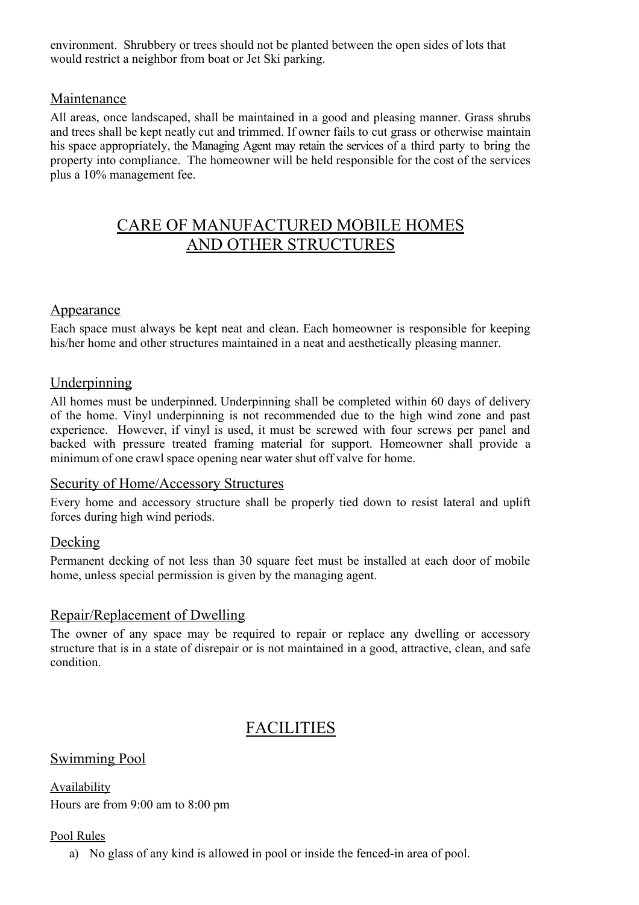environment. Shrubbery or trees should not be planted between the open sides of lots that would restrict a neighbor from boat or Jet Ski parking.

### Maintenance

All areas, once landscaped, shall be maintained in a good and pleasing manner. Grass shrubs and trees shall be kept neatly cut and trimmed. If owner fails to cut grass or otherwise maintain his space appropriately, the Managing Agent may retain the services of a third party to bring the property into compliance. The homeowner will be held responsible for the cost of the services plus a 10% management fee.

## CARE OF MANUFACTURED MOBILE HOMES AND OTHER STRUCTURES

### Appearance

Each space must always be kept neat and clean. Each homeowner is responsible for keeping his/her home and other structures maintained in a neat and aesthetically pleasing manner.

### Underpinning

All homes must be underpinned. Underpinning shall be completed within 60 days of delivery of the home. Vinyl underpinning is not recommended due to the high wind zone and past experience. However, if vinyl is used, it must be screwed with four screws per panel and backed with pressure treated framing material for support. Homeowner shall provide a minimum of one crawl space opening near water shut off valve for home.

### Security of Home/Accessory Structures

Every home and accessory structure shall be properly tied down to resist lateral and uplift forces during high wind periods.

### Decking

Permanent decking of not less than 30 square feet must be installed at each door of mobile home, unless special permission is given by the managing agent.

### Repair/Replacement of Dwelling

The owner of any space may be required to repair or replace any dwelling or accessory structure that is in a state of disrepair or is not maintained in a good, attractive, clean, and safe condition.

## FACILITIES

### Swimming Pool

#### Availability

Hours are from 9:00 am to 8:00 pm

#### Pool Rules

a) No glass of any kind is allowed in pool or inside the fenced-in area of pool.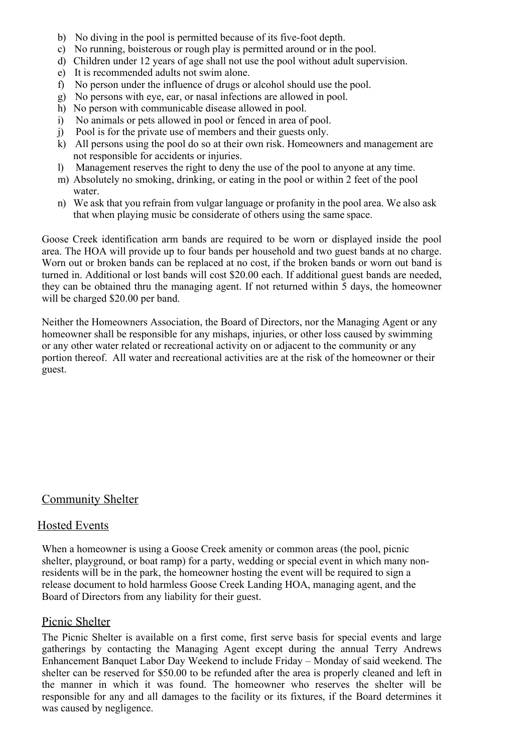b) No diving in the pool is permitted because of its five-foot depth.
c) No running, boisterous or rough play is permitted around or in the pool.
d) Children under 12 years of age shall not use the pool without adult supervision.
e) It is recommended adults not swim alone.
f) No person under the influence of drugs or alcohol should use the pool.
g) No persons with eye, ear, or nasal infections are allowed in pool.
h) No person with communicable disease allowed in pool.
i) No animals or pets allowed in pool or fenced in area of pool.
j) Pool is for the private use of members and their guests only.
k) All persons using the pool do so at their own risk. Homeowners and management are not responsible for accidents or injuries.
l) Management reserves the right to deny the use of the pool to anyone at any time.
m) Absolutely no smoking, drinking, or eating in the pool or within 2 feet of the pool water.
n) We ask that you refrain from vulgar language or profanity in the pool area. We also ask that when playing music be considerate of others using the same space.

Goose Creek identification arm bands are required to be worn or displayed inside the pool area. The HOA will provide up to four bands per household and two guest bands at no charge. Worn out or broken bands can be replaced at no cost, if the broken bands or worn out band is turned in. Additional or lost bands will cost $20.00 each. If additional guest bands are needed, they can be obtained thru the managing agent. If not returned within 5 days, the homeowner will be charged $20.00 per band.

Neither the Homeowners Association, the Board of Directors, nor the Managing Agent or any homeowner shall be responsible for any mishaps, injuries, or other loss caused by swimming or any other water related or recreational activity on or adjacent to the community or any portion thereof. All water and recreational activities are at the risk of the homeowner or their guest.

## Community Shelter

### Hosted Events

When a homeowner is using a Goose Creek amenity or common areas (the pool, picnic shelter, playground, or boat ramp) for a party, wedding or special event in which many non-residents will be in the park, the homeowner hosting the event will be required to sign a release document to hold harmless Goose Creek Landing HOA, managing agent, and the Board of Directors from any liability for their guest.

### Picnic Shelter

The Picnic Shelter is available on a first come, first serve basis for special events and large gatherings by contacting the Managing Agent except during the annual Terry Andrews Enhancement Banquet Labor Day Weekend to include Friday – Monday of said weekend. The shelter can be reserved for $50.00 to be refunded after the area is properly cleaned and left in the manner in which it was found. The homeowner who reserves the shelter will be responsible for any and all damages to the facility or its fixtures, if the Board determines it was caused by negligence.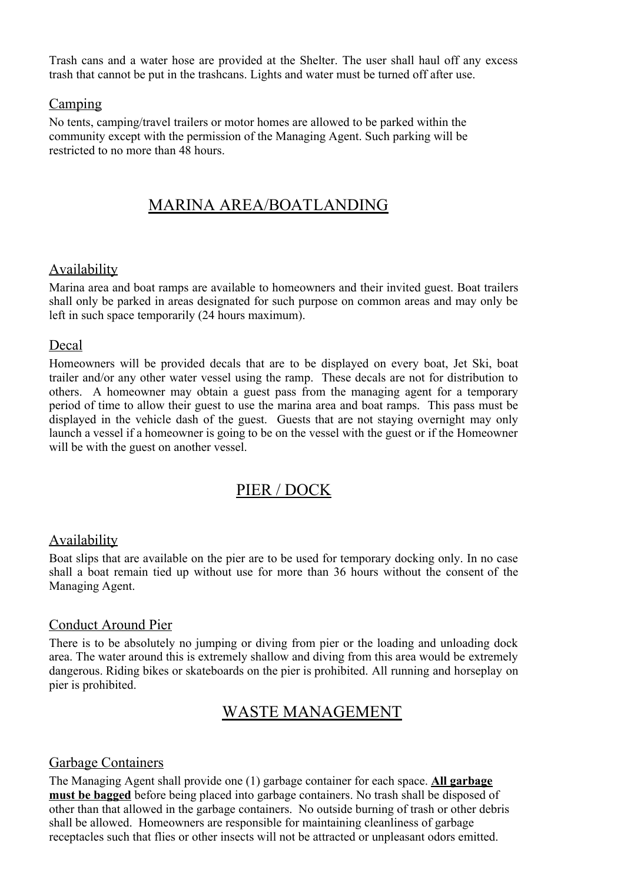Trash cans and a water hose are provided at the Shelter. The user shall haul off any excess trash that cannot be put in the trashcans. Lights and water must be turned off after use.

### Camping

No tents, camping/travel trailers or motor homes are allowed to be parked within the community except with the permission of the Managing Agent. Such parking will be restricted to no more than 48 hours.

## MARINA AREA/BOATLANDING

### Availability

Marina area and boat ramps are available to homeowners and their invited guest. Boat trailers shall only be parked in areas designated for such purpose on common areas and may only be left in such space temporarily (24 hours maximum).

### Decal

Homeowners will be provided decals that are to be displayed on every boat, Jet Ski, boat trailer and/or any other water vessel using the ramp. These decals are not for distribution to others. A homeowner may obtain a guest pass from the managing agent for a temporary period of time to allow their guest to use the marina area and boat ramps. This pass must be displayed in the vehicle dash of the guest. Guests that are not staying overnight may only launch a vessel if a homeowner is going to be on the vessel with the guest or if the Homeowner will be with the guest on another vessel.

## PIER / DOCK

### Availability

Boat slips that are available on the pier are to be used for temporary docking only. In no case shall a boat remain tied up without use for more than 36 hours without the consent of the Managing Agent.

### Conduct Around Pier

There is to be absolutely no jumping or diving from pier or the loading and unloading dock area. The water around this is extremely shallow and diving from this area would be extremely dangerous. Riding bikes or skateboards on the pier is prohibited. All running and horseplay on pier is prohibited.

## WASTE MANAGEMENT

### Garbage Containers

The Managing Agent shall provide one (1) garbage container for each space. **All garbage must be bagged** before being placed into garbage containers. No trash shall be disposed of other than that allowed in the garbage containers. No outside burning of trash or other debris shall be allowed. Homeowners are responsible for maintaining cleanliness of garbage receptacles such that flies or other insects will not be attracted or unpleasant odors emitted.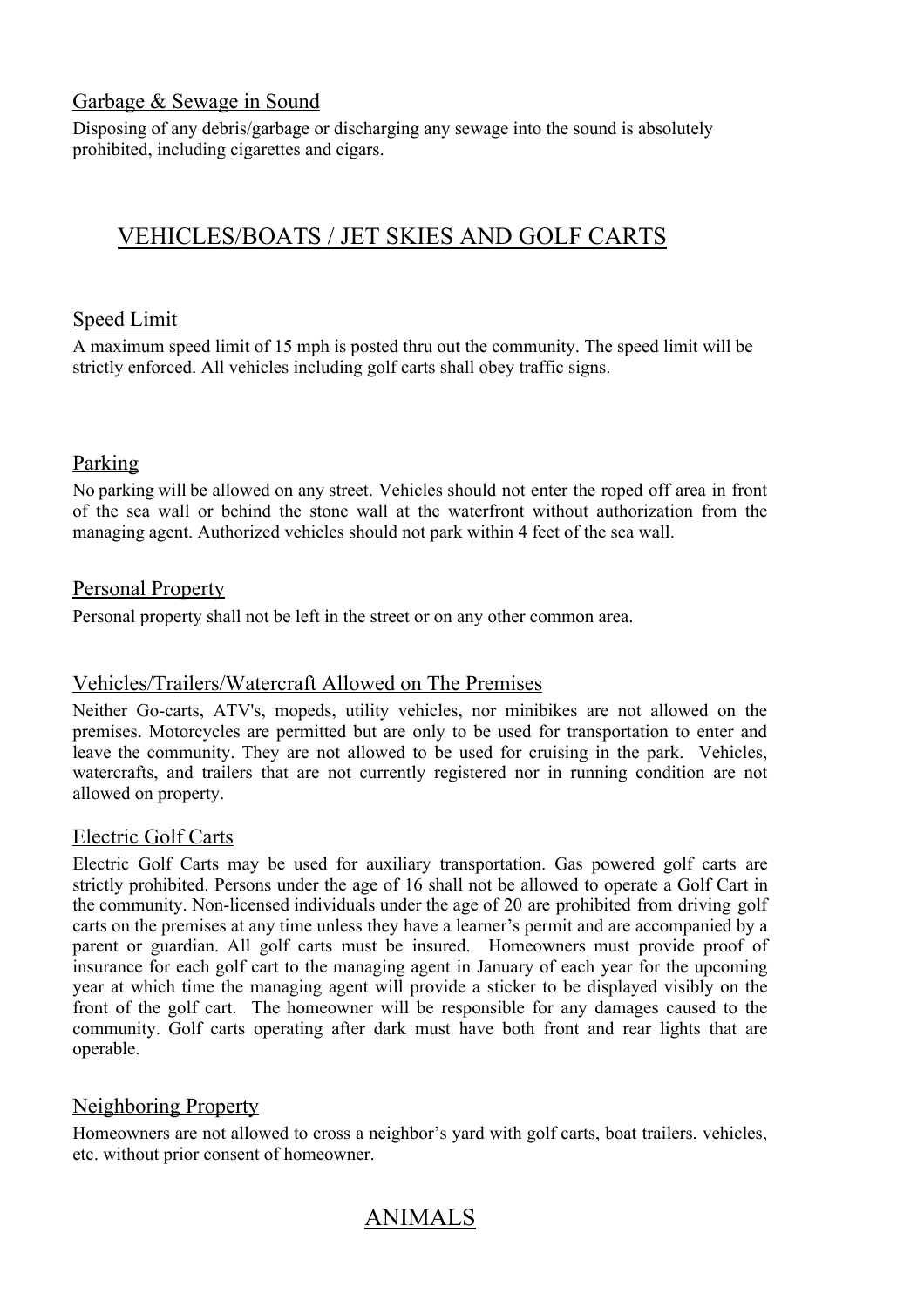### Garbage & Sewage in Sound

Disposing of any debris/garbage or discharging any sewage into the sound is absolutely prohibited, including cigarettes and cigars.

## VEHICLES/BOATS / JET SKIES AND GOLF CARTS

### Speed Limit

A maximum speed limit of 15 mph is posted thru out the community. The speed limit will be strictly enforced. All vehicles including golf carts shall obey traffic signs.

### Parking

No parking will be allowed on any street. Vehicles should not enter the roped off area in front of the sea wall or behind the stone wall at the waterfront without authorization from the managing agent. Authorized vehicles should not park within 4 feet of the sea wall.

### Personal Property

Personal property shall not be left in the street or on any other common area.

### Vehicles/Trailers/Watercraft Allowed on The Premises

Neither Go-carts, ATV's, mopeds, utility vehicles, nor minibikes are not allowed on the premises. Motorcycles are permitted but are only to be used for transportation to enter and leave the community. They are not allowed to be used for cruising in the park. Vehicles, watercrafts, and trailers that are not currently registered nor in running condition are not allowed on property.

### Electric Golf Carts

Electric Golf Carts may be used for auxiliary transportation. Gas powered golf carts are strictly prohibited. Persons under the age of 16 shall not be allowed to operate a Golf Cart in the community. Non-licensed individuals under the age of 20 are prohibited from driving golf carts on the premises at any time unless they have a learner's permit and are accompanied by a parent or guardian. All golf carts must be insured. Homeowners must provide proof of insurance for each golf cart to the managing agent in January of each year for the upcoming year at which time the managing agent will provide a sticker to be displayed visibly on the front of the golf cart. The homeowner will be responsible for any damages caused to the community. Golf carts operating after dark must have both front and rear lights that are operable.

### Neighboring Property

Homeowners are not allowed to cross a neighbor's yard with golf carts, boat trailers, vehicles, etc. without prior consent of homeowner.

## ANIMALS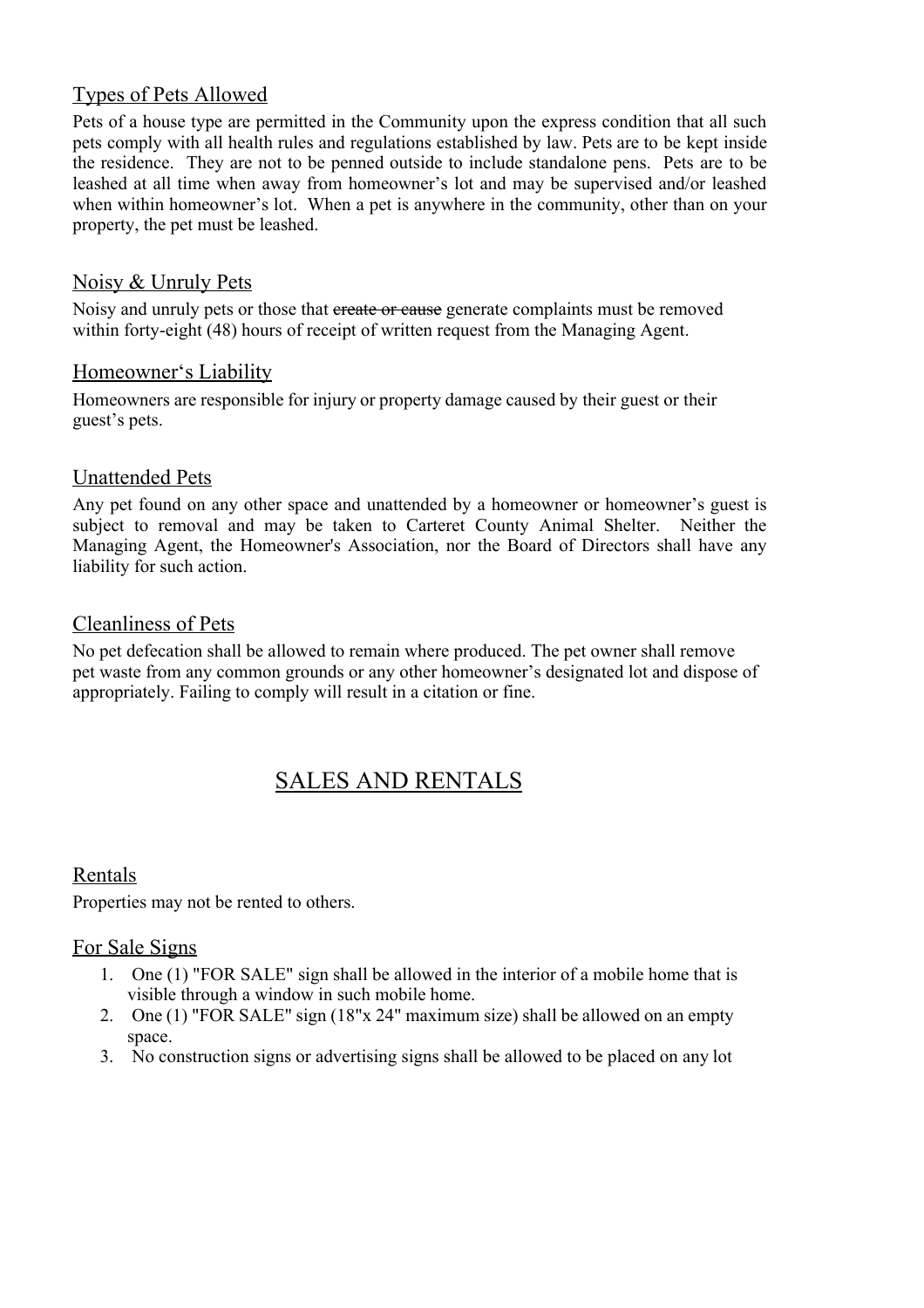### Types of Pets Allowed

Pets of a house type are permitted in the Community upon the express condition that all such pets comply with all health rules and regulations established by law. Pets are to be kept inside the residence. They are not to be penned outside to include standalone pens. Pets are to be leashed at all time when away from homeowner's lot and may be supervised and/or leashed when within homeowner's lot. When a pet is anywhere in the community, other than on your property, the pet must be leashed.

### Noisy & Unruly Pets

Noisy and unruly pets or those that ~~create or cause~~ generate complaints must be removed within forty-eight (48) hours of receipt of written request from the Managing Agent.

### Homeowner's Liability

Homeowners are responsible for injury or property damage caused by their guest or their guest's pets.

### Unattended Pets

Any pet found on any other space and unattended by a homeowner or homeowner's guest is subject to removal and may be taken to Carteret County Animal Shelter. Neither the Managing Agent, the Homeowner's Association, nor the Board of Directors shall have any liability for such action.

### Cleanliness of Pets

No pet defecation shall be allowed to remain where produced. The pet owner shall remove pet waste from any common grounds or any other homeowner's designated lot and dispose of appropriately. Failing to comply will result in a citation or fine.

## SALES AND RENTALS

### Rentals

Properties may not be rented to others.

### For Sale Signs

1. One (1) "FOR SALE" sign shall be allowed in the interior of a mobile home that is visible through a window in such mobile home.
2. One (1) "FOR SALE" sign (18"x 24" maximum size) shall be allowed on an empty space.
3. No construction signs or advertising signs shall be allowed to be placed on any lot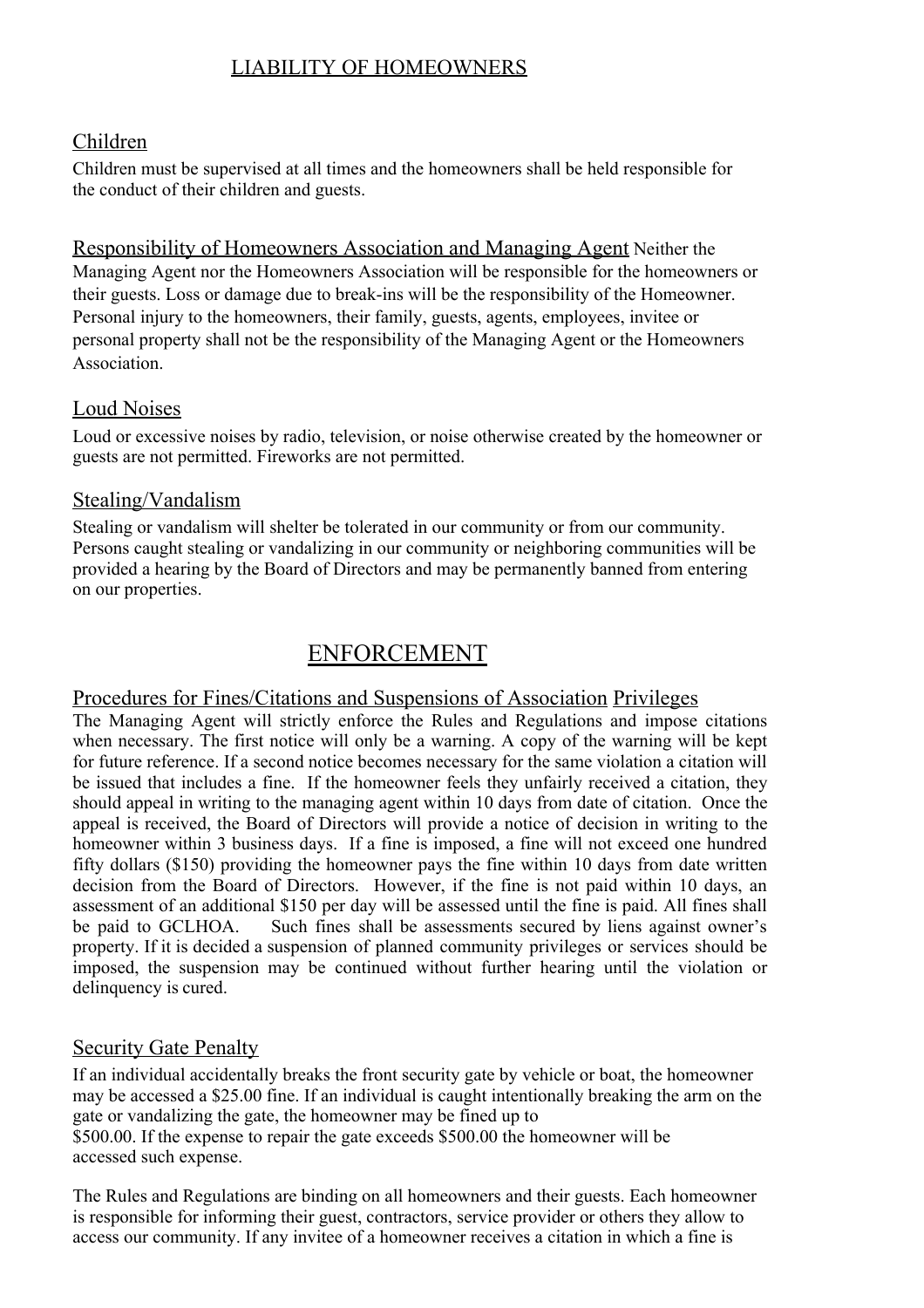## LIABILITY OF HOMEOWNERS

### Children

Children must be supervised at all times and the homeowners shall be held responsible for the conduct of their children and guests.

### Responsibility of Homeowners Association and Managing Agent

Neither the Managing Agent nor the Homeowners Association will be responsible for the homeowners or their guests. Loss or damage due to break-ins will be the responsibility of the Homeowner. Personal injury to the homeowners, their family, guests, agents, employees, invitee or personal property shall not be the responsibility of the Managing Agent or the Homeowners Association.

### Loud Noises

Loud or excessive noises by radio, television, or noise otherwise created by the homeowner or guests are not permitted. Fireworks are not permitted.

### Stealing/Vandalism

Stealing or vandalism will shelter be tolerated in our community or from our community. Persons caught stealing or vandalizing in our community or neighboring communities will be provided a hearing by the Board of Directors and may be permanently banned from entering on our properties.

## ENFORCEMENT

### Procedures for Fines/Citations and Suspensions of Association Privileges

The Managing Agent will strictly enforce the Rules and Regulations and impose citations when necessary. The first notice will only be a warning. A copy of the warning will be kept for future reference. If a second notice becomes necessary for the same violation a citation will be issued that includes a fine. If the homeowner feels they unfairly received a citation, they should appeal in writing to the managing agent within 10 days from date of citation. Once the appeal is received, the Board of Directors will provide a notice of decision in writing to the homeowner within 3 business days. If a fine is imposed, a fine will not exceed one hundred fifty dollars ($150) providing the homeowner pays the fine within 10 days from date written decision from the Board of Directors. However, if the fine is not paid within 10 days, an assessment of an additional $150 per day will be assessed until the fine is paid. All fines shall be paid to GCLHOA. Such fines shall be assessments secured by liens against owner's property. If it is decided a suspension of planned community privileges or services should be imposed, the suspension may be continued without further hearing until the violation or delinquency is cured.

### Security Gate Penalty

If an individual accidentally breaks the front security gate by vehicle or boat, the homeowner may be accessed a $25.00 fine. If an individual is caught intentionally breaking the arm on the gate or vandalizing the gate, the homeowner may be fined up to $500.00. If the expense to repair the gate exceeds $500.00 the homeowner will be accessed such expense.

The Rules and Regulations are binding on all homeowners and their guests. Each homeowner is responsible for informing their guest, contractors, service provider or others they allow to access our community. If any invitee of a homeowner receives a citation in which a fine is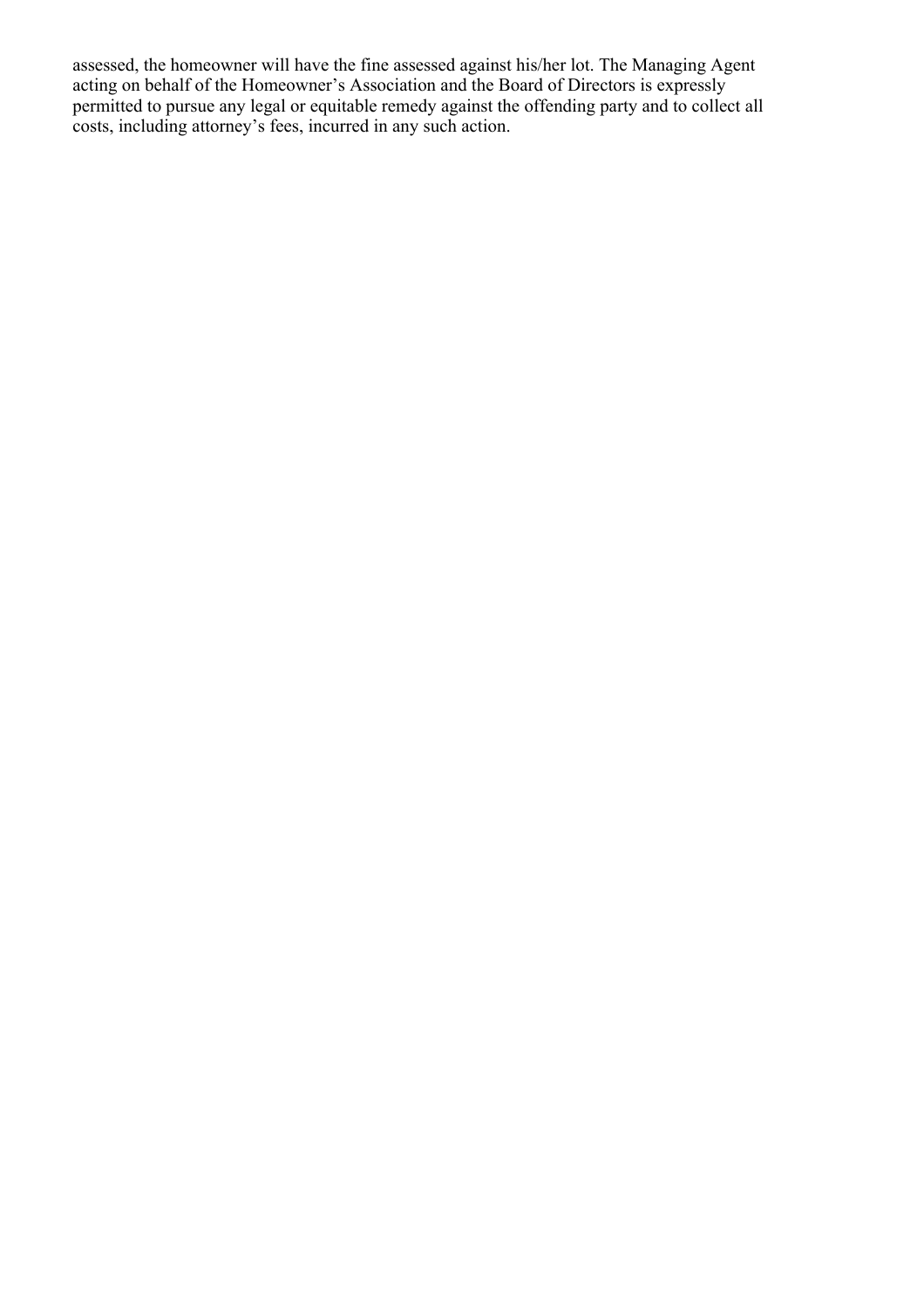assessed, the homeowner will have the fine assessed against his/her lot. The Managing Agent acting on behalf of the Homeowner's Association and the Board of Directors is expressly permitted to pursue any legal or equitable remedy against the offending party and to collect all costs, including attorney's fees, incurred in any such action.